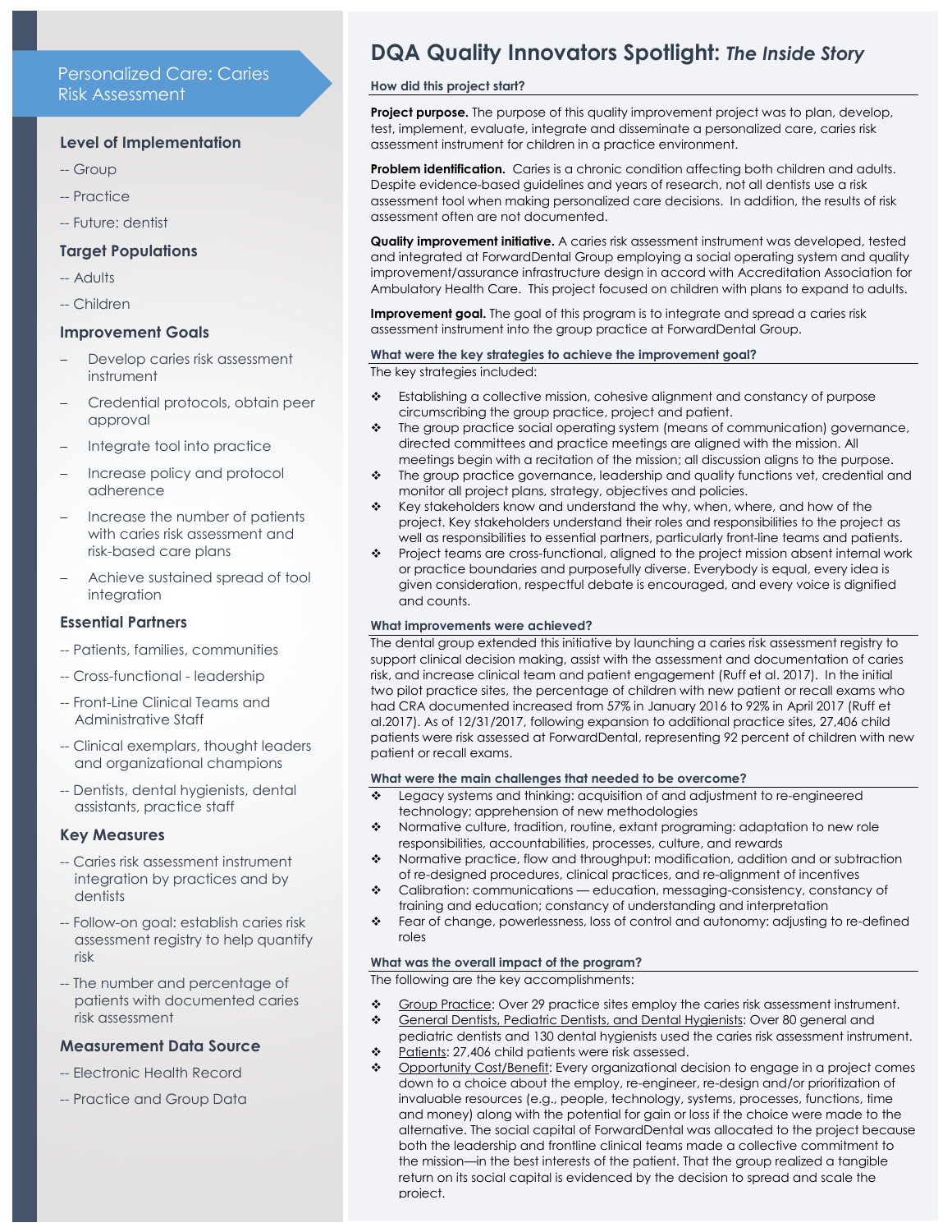## Personalized Care: Caries Risk Assessment

### Level of Implementation

- -- Group
- -- Practice
- -- Future: dentist

### Target Populations

- -- Adults
- -- Children

### Improvement Goals

- Develop caries risk assessment instrument
- Credential protocols, obtain peer approval
- Integrate tool into practice
- Increase policy and protocol adherence
- Increase the number of patients with caries risk assessment and risk-based care plans
- Achieve sustained spread of tool integration

### Essential Partners

- -- Patients, families, communities
- -- Cross-functional - leadership
- -- Front-Line Clinical Teams and Administrative Staff
- -- Clinical exemplars, thought leaders and organizational champions
- -- Dentists, dental hygienists, dental assistants, practice staff

### Key Measures

- -- Caries risk assessment instrument integration by practices and by dentists
- -- Follow-on goal: establish caries risk assessment registry to help quantify risk
- -- The number and percentage of patients with documented caries risk assessment

### Measurement Data Source

- -- Electronic Health Record
- -- Practice and Group Data

# DQA Quality Innovators Spotlight: *The Inside Story*

#### How did this project start?

**Project purpose.** The purpose of this quality improvement project was to plan, develop, test, implement, evaluate, integrate and disseminate a personalized care, caries risk assessment instrument for children in a practice environment.

**Problem identification.** Caries is a chronic condition affecting both children and adults. Despite evidence-based guidelines and years of research, not all dentists use a risk assessment tool when making personalized care decisions. In addition, the results of risk assessment often are not documented.

**Quality improvement initiative.** A caries risk assessment instrument was developed, tested and integrated at ForwardDental Group employing a social operating system and quality improvement/assurance infrastructure design in accord with Accreditation Association for Ambulatory Health Care. This project focused on children with plans to expand to adults.

**Improvement goal.** The goal of this program is to integrate and spread a caries risk assessment instrument into the group practice at ForwardDental Group.

#### What were the key strategies to achieve the improvement goal?

The key strategies included:

- Establishing a collective mission, cohesive alignment and constancy of purpose circumscribing the group practice, project and patient.
- The group practice social operating system (means of communication) governance, directed committees and practice meetings are aligned with the mission. All meetings begin with a recitation of the mission; all discussion aligns to the purpose.
- The group practice governance, leadership and quality functions vet, credential and monitor all project plans, strategy, objectives and policies.
- Key stakeholders know and understand the why, when, where, and how of the project. Key stakeholders understand their roles and responsibilities to the project as well as responsibilities to essential partners, particularly front-line teams and patients.
- Project teams are cross-functional, aligned to the project mission absent internal work or practice boundaries and purposefully diverse. Everybody is equal, every idea is given consideration, respectful debate is encouraged, and every voice is dignified and counts.

#### What improvements were achieved?

The dental group extended this initiative by launching a caries risk assessment registry to support clinical decision making, assist with the assessment and documentation of caries risk, and increase clinical team and patient engagement (Ruff et al. 2017). In the initial two pilot practice sites, the percentage of children with new patient or recall exams who had CRA documented increased from 57% in January 2016 to 92% in April 2017 (Ruff et al.2017). As of 12/31/2017, following expansion to additional practice sites, 27,406 child patients were risk assessed at ForwardDental, representing 92 percent of children with new patient or recall exams.

#### What were the main challenges that needed to be overcome?

- Legacy systems and thinking: acquisition of and adjustment to re-engineered technology; apprehension of new methodologies
- Normative culture, tradition, routine, extant programing: adaptation to new role responsibilities, accountabilities, processes, culture, and rewards
- Normative practice, flow and throughput: modification, addition and or subtraction of re-designed procedures, clinical practices, and re-alignment of incentives
- Calibration: communications — education, messaging-consistency, constancy of training and education; constancy of understanding and interpretation
- Fear of change, powerlessness, loss of control and autonomy: adjusting to re-defined roles

#### What was the overall impact of the program?

The following are the key accomplishments:

- Group Practice: Over 29 practice sites employ the caries risk assessment instrument.
- General Dentists, Pediatric Dentists, and Dental Hygienists: Over 80 general and pediatric dentists and 130 dental hygienists used the caries risk assessment instrument.
- Patients: 27,406 child patients were risk assessed.
- Opportunity Cost/Benefit: Every organizational decision to engage in a project comes down to a choice about the employ, re-engineer, re-design and/or prioritization of invaluable resources (e.g., people, technology, systems, processes, functions, time and money) along with the potential for gain or loss if the choice were made to the alternative. The social capital of ForwardDental was allocated to the project because both the leadership and frontline clinical teams made a collective commitment to the mission—in the best interests of the patient. That the group realized a tangible return on its social capital is evidenced by the decision to spread and scale the project.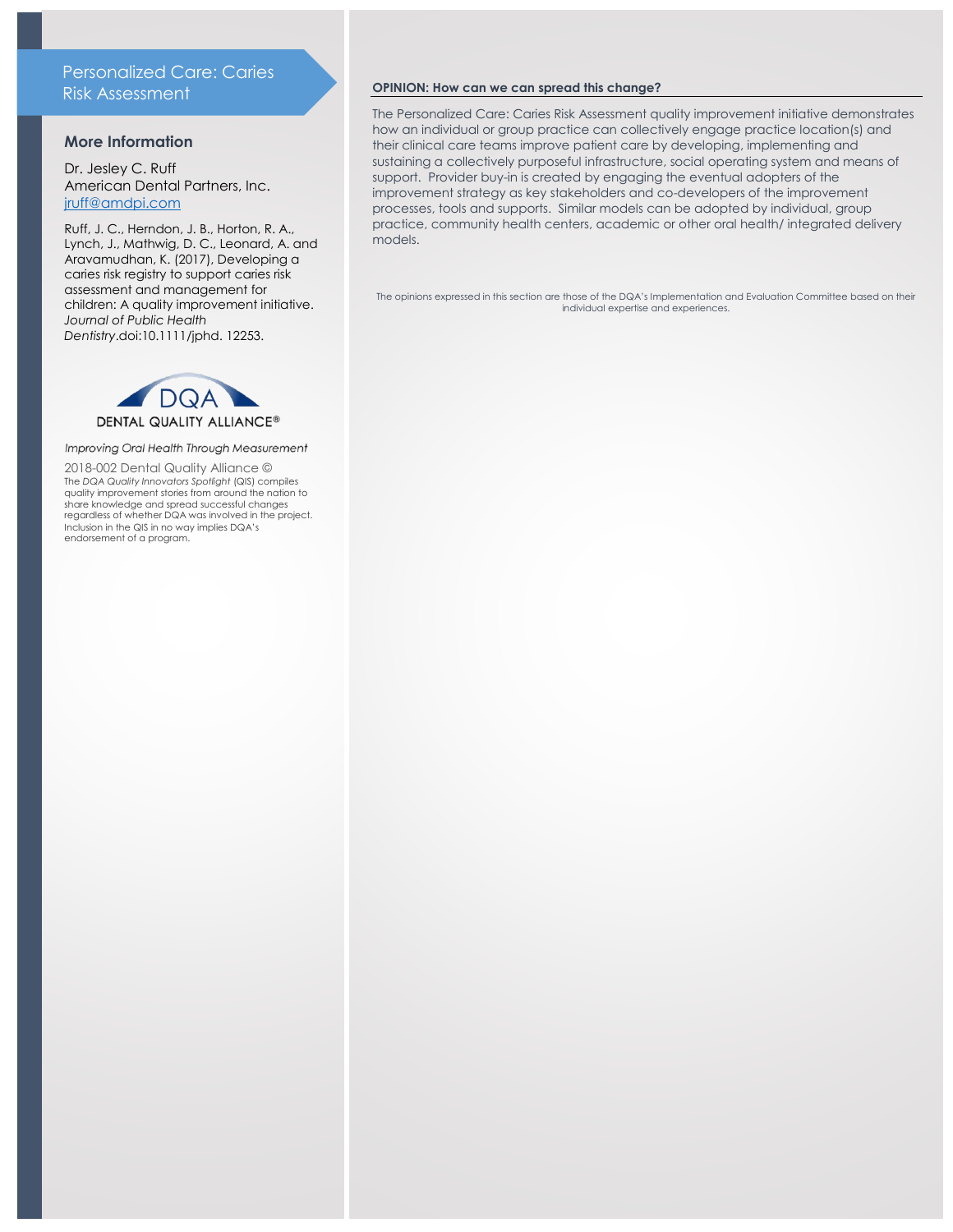## Personalized Care: Caries Risk Assessment

### More Information

Dr. Jesley C. Ruff
American Dental Partners, Inc.
jruff@amdpi.com

Ruff, J. C., Herndon, J. B., Horton, R. A., Lynch, J., Mathwig, D. C., Leonard, A. and Aravamudhan, K. (2017), Developing a caries risk registry to support caries risk assessment and management for children: A quality improvement initiative. *Journal of Public Health Dentistry*.doi:10.1111/jphd. 12253.

DQA
DENTAL QUALITY ALLIANCE®

*Improving Oral Health Through Measurement*

2018-002 Dental Quality Alliance ©
The *DQA Quality Innovators Spotlight* (QIS) compiles quality improvement stories from around the nation to share knowledge and spread successful changes regardless of whether DQA was involved in the project. Inclusion in the QIS in no way implies DQA's endorsement of a program.

**OPINION: How can we can spread this change?**

The Personalized Care: Caries Risk Assessment quality improvement initiative demonstrates how an individual or group practice can collectively engage practice location(s) and their clinical care teams improve patient care by developing, implementing and sustaining a collectively purposeful infrastructure, social operating system and means of support. Provider buy-in is created by engaging the eventual adopters of the improvement strategy as key stakeholders and co-developers of the improvement processes, tools and supports. Similar models can be adopted by individual, group practice, community health centers, academic or other oral health/ integrated delivery models.

The opinions expressed in this section are those of the DQA's Implementation and Evaluation Committee based on their individual expertise and experiences.